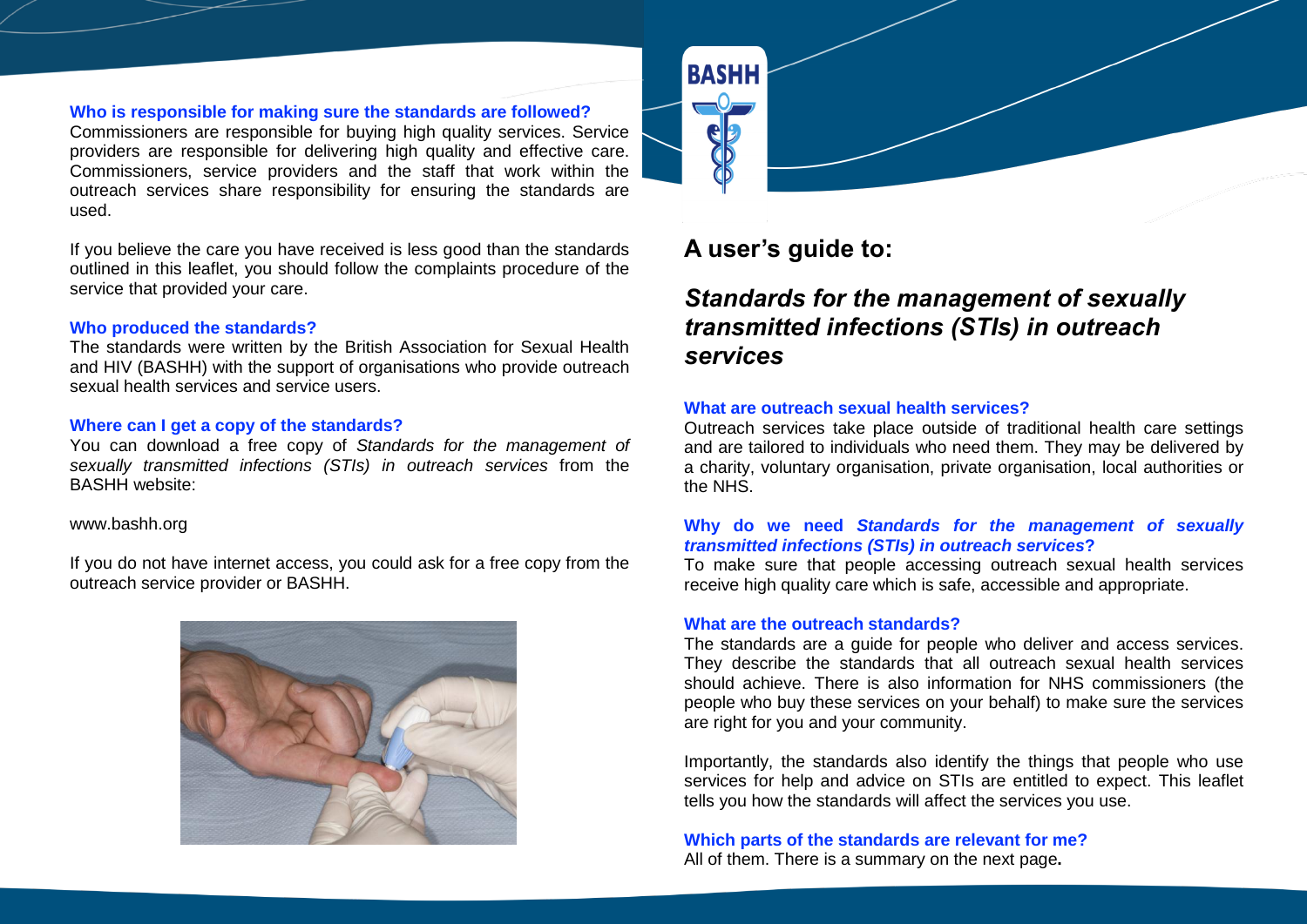# A user's guide to:

## *Standards for the management of sexually transmitted infections (STIs) in outreach services*

### What are outreach sexual health services?

Outreach services take place outside of traditional health care settings and are tailored to individuals who need them. They may be delivered by a charity, voluntary organisation, private organisation, local authorities or the NHS.

### Why do we need *Standards for the management of sexually transmitted infections (STIs) in outreach services*?

To make sure that people accessing outreach sexual health services receive high quality care which is safe, accessible and appropriate.

### What are the outreach standards?

The standards are a guide for people who deliver and access services. They describe the standards that all outreach sexual health services should achieve. There is also information for NHS commissioners (the people who buy these services on your behalf) to make sure the services are right for you and your community.

Importantly, the standards also identify the things that people who use services for help and advice on STIs are entitled to expect. This leaflet tells you how the standards will affect the services you use.

### Which parts of the standards are relevant for me?

All of them. There is a summary on the next page**.**

### Who is responsible for making sure the standards are followed?

Commissioners are responsible for buying high quality services. Service providers are responsible for delivering high quality and effective care. Commissioners, service providers and the staff that work within the outreach services share responsibility for ensuring the standards are used.

If you believe the care you have received is less good than the standards outlined in this leaflet, you should follow the complaints procedure of the service that provided your care.

### Who produced the standards?

The standards were written by the British Association for Sexual Health and HIV (BASHH) with the support of organisations who provide outreach sexual health services and service users.

### Where can I get a copy of the standards?

You can download a free copy of *Standards for the management of sexually transmitted infections (STIs) in outreach services* from the BASHH website:

www.bashh.org

If you do not have internet access, you could ask for a free copy from the outreach service provider or BASHH.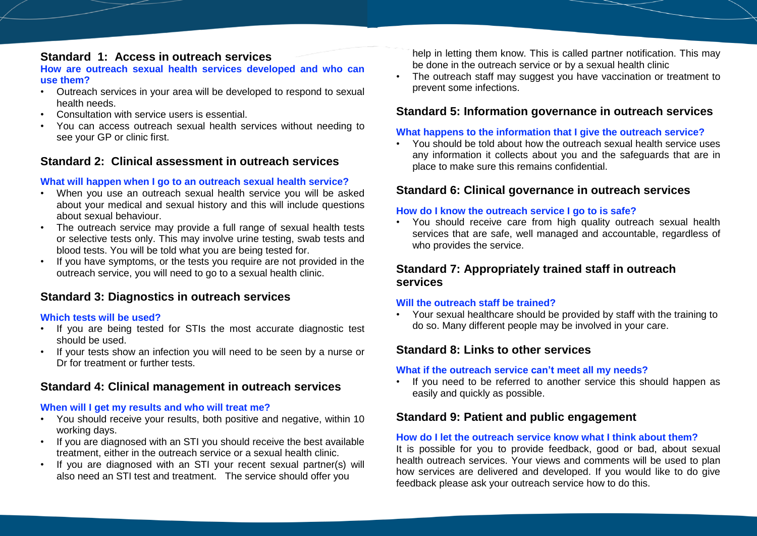## Standard 1: Access in outreach services

**How are outreach sexual health services developed and who can use them?**

- Outreach services in your area will be developed to respond to sexual health needs.
- Consultation with service users is essential.
- You can access outreach sexual health services without needing to see your GP or clinic first.

## Standard 2: Clinical assessment in outreach services

**What will happen when I go to an outreach sexual health service?**

- When you use an outreach sexual health service you will be asked about your medical and sexual history and this will include questions about sexual behaviour.
- The outreach service may provide a full range of sexual health tests or selective tests only. This may involve urine testing, swab tests and blood tests. You will be told what you are being tested for.
- If you have symptoms, or the tests you require are not provided in the outreach service, you will need to go to a sexual health clinic.

## Standard 3: Diagnostics in outreach services

**Which tests will be used?**

- If you are being tested for STIs the most accurate diagnostic test should be used.
- If your tests show an infection you will need to be seen by a nurse or Dr for treatment or further tests.

## Standard 4: Clinical management in outreach services

**When will I get my results and who will treat me?**

- You should receive your results, both positive and negative, within 10 working days.
- If you are diagnosed with an STI you should receive the best available treatment, either in the outreach service or a sexual health clinic.
- If you are diagnosed with an STI your recent sexual partner(s) will also need an STI test and treatment. The service should offer you help in letting them know. This is called partner notification. This may be done in the outreach service or by a sexual health clinic
- The outreach staff may suggest you have vaccination or treatment to prevent some infections.

## Standard 5: Information governance in outreach services

**What happens to the information that I give the outreach service?**

- You should be told about how the outreach sexual health service uses any information it collects about you and the safeguards that are in place to make sure this remains confidential.

## Standard 6: Clinical governance in outreach services

**How do I know the outreach service I go to is safe?**

- You should receive care from high quality outreach sexual health services that are safe, well managed and accountable, regardless of who provides the service.

## Standard 7: Appropriately trained staff in outreach services

**Will the outreach staff be trained?**

- Your sexual healthcare should be provided by staff with the training to do so. Many different people may be involved in your care.

## Standard 8: Links to other services

**What if the outreach service can't meet all my needs?**

- If you need to be referred to another service this should happen as easily and quickly as possible.

## Standard 9: Patient and public engagement

**How do I let the outreach service know what I think about them?**

It is possible for you to provide feedback, good or bad, about sexual health outreach services. Your views and comments will be used to plan how services are delivered and developed. If you would like to do give feedback please ask your outreach service how to do this.